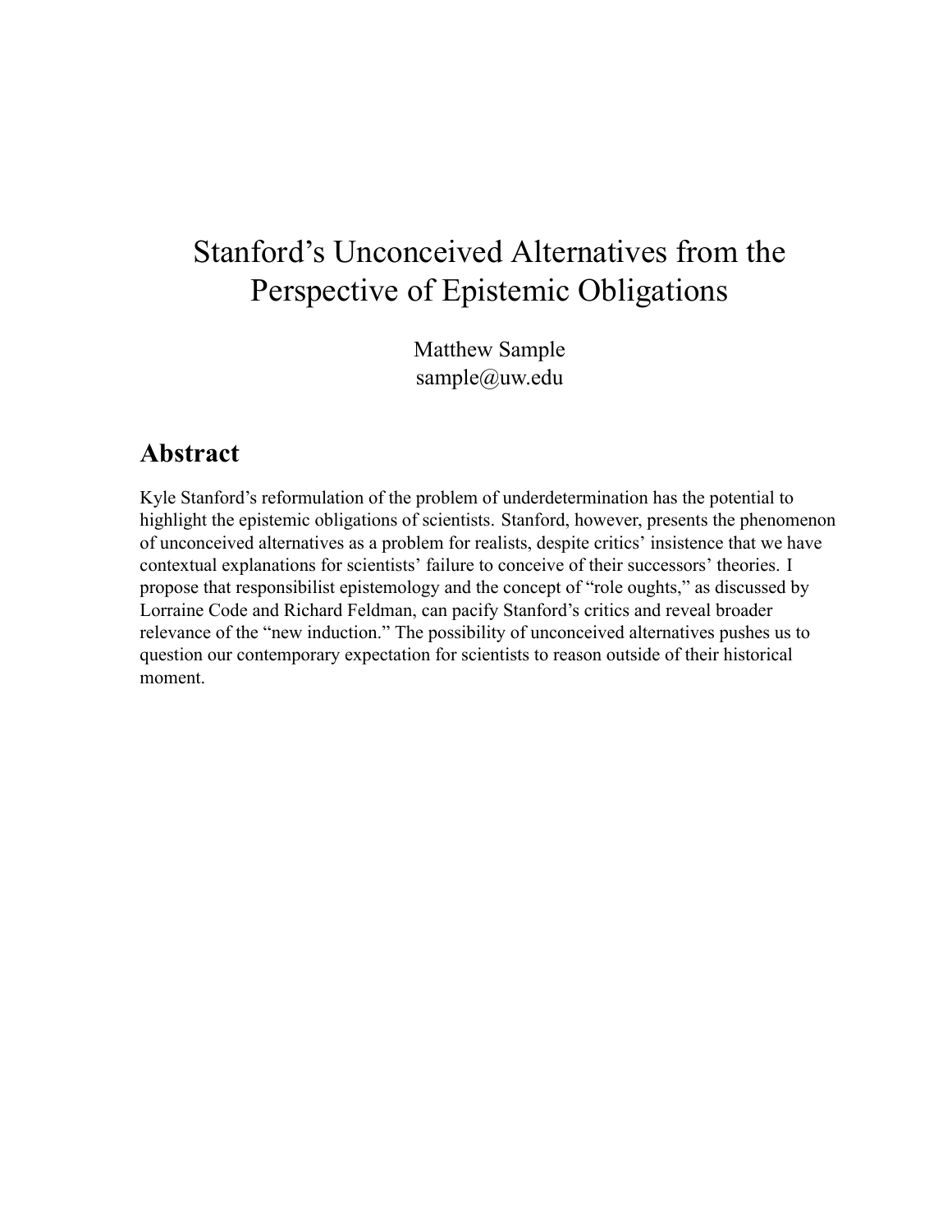# Stanford's Unconceived Alternatives from the Perspective of Epistemic Obligations

Matthew Sample
sample@uw.edu

## Abstract

Kyle Stanford's reformulation of the problem of underdetermination has the potential to highlight the epistemic obligations of scientists. Stanford, however, presents the phenomenon of unconceived alternatives as a problem for realists, despite critics' insistence that we have contextual explanations for scientists' failure to conceive of their successors' theories. I propose that responsibilist epistemology and the concept of "role oughts," as discussed by Lorraine Code and Richard Feldman, can pacify Stanford's critics and reveal broader relevance of the "new induction." The possibility of unconceived alternatives pushes us to question our contemporary expectation for scientists to reason outside of their historical moment.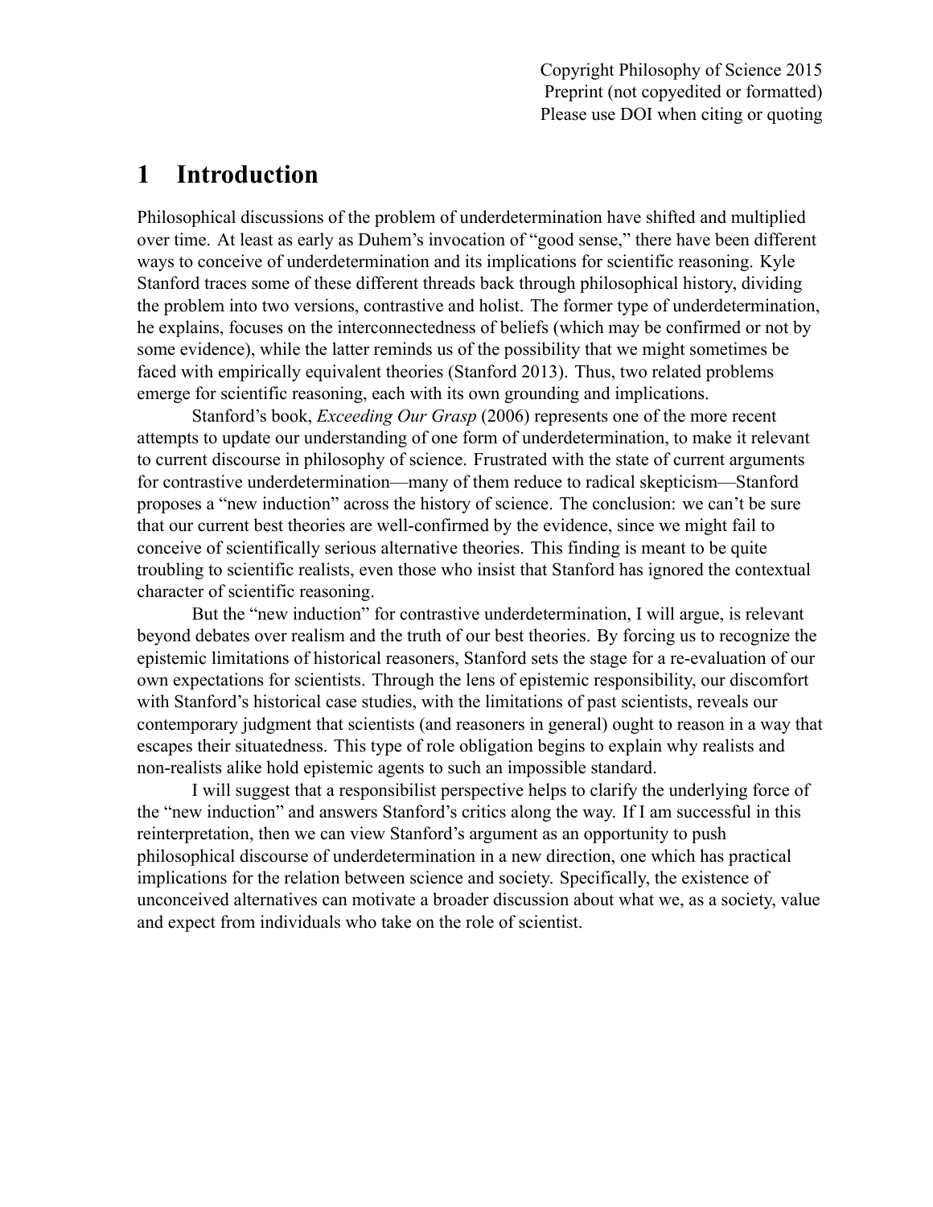# 1 Introduction

Philosophical discussions of the problem of underdetermination have shifted and multiplied over time. At least as early as Duhem's invocation of "good sense," there have been different ways to conceive of underdetermination and its implications for scientific reasoning. Kyle Stanford traces some of these different threads back through philosophical history, dividing the problem into two versions, contrastive and holist. The former type of underdetermination, he explains, focuses on the interconnectedness of beliefs (which may be confirmed or not by some evidence), while the latter reminds us of the possibility that we might sometimes be faced with empirically equivalent theories (Stanford 2013). Thus, two related problems emerge for scientific reasoning, each with its own grounding and implications.

Stanford's book, *Exceeding Our Grasp* (2006) represents one of the more recent attempts to update our understanding of one form of underdetermination, to make it relevant to current discourse in philosophy of science. Frustrated with the state of current arguments for contrastive underdetermination—many of them reduce to radical skepticism—Stanford proposes a "new induction" across the history of science. The conclusion: we can't be sure that our current best theories are well-confirmed by the evidence, since we might fail to conceive of scientifically serious alternative theories. This finding is meant to be quite troubling to scientific realists, even those who insist that Stanford has ignored the contextual character of scientific reasoning.

But the "new induction" for contrastive underdetermination, I will argue, is relevant beyond debates over realism and the truth of our best theories. By forcing us to recognize the epistemic limitations of historical reasoners, Stanford sets the stage for a re-evaluation of our own expectations for scientists. Through the lens of epistemic responsibility, our discomfort with Stanford's historical case studies, with the limitations of past scientists, reveals our contemporary judgment that scientists (and reasoners in general) ought to reason in a way that escapes their situatedness. This type of role obligation begins to explain why realists and non-realists alike hold epistemic agents to such an impossible standard.

I will suggest that a responsibilist perspective helps to clarify the underlying force of the "new induction" and answers Stanford's critics along the way. If I am successful in this reinterpretation, then we can view Stanford's argument as an opportunity to push philosophical discourse of underdetermination in a new direction, one which has practical implications for the relation between science and society. Specifically, the existence of unconceived alternatives can motivate a broader discussion about what we, as a society, value and expect from individuals who take on the role of scientist.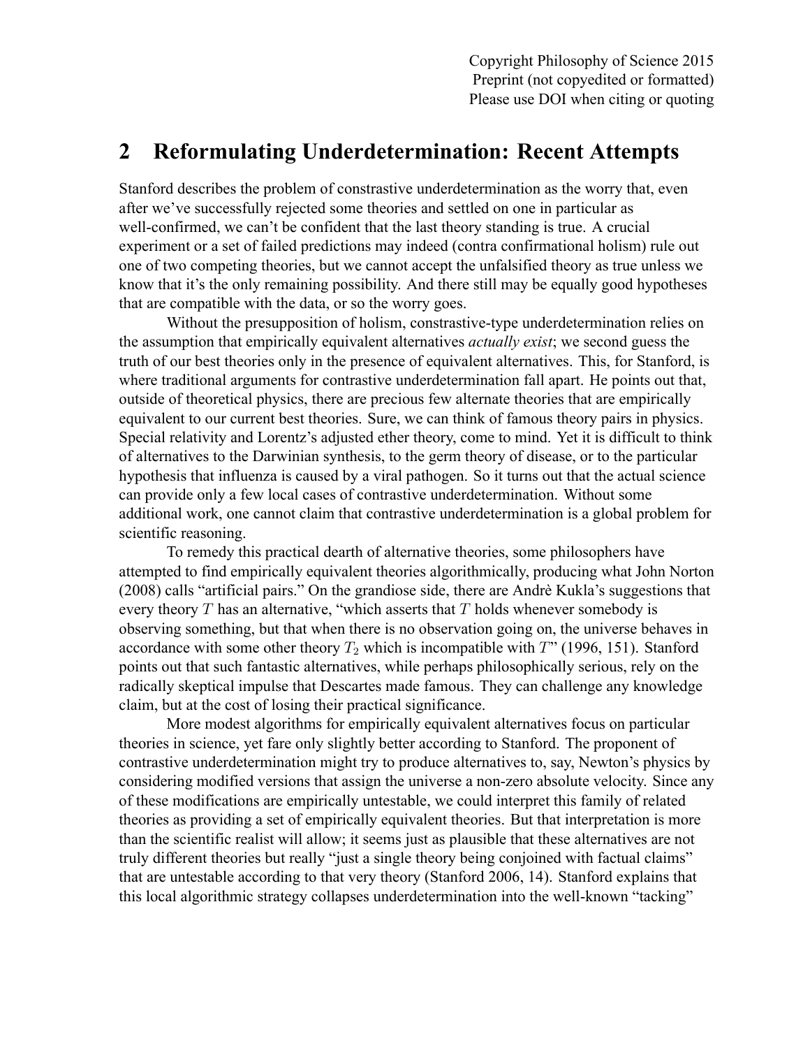## 2 Reformulating Underdetermination: Recent Attempts

Stanford describes the problem of constrastive underdetermination as the worry that, even after we've successfully rejected some theories and settled on one in particular as well-confirmed, we can't be confident that the last theory standing is true. A crucial experiment or a set of failed predictions may indeed (contra confirmational holism) rule out one of two competing theories, but we cannot accept the unfalsified theory as true unless we know that it's the only remaining possibility. And there still may be equally good hypotheses that are compatible with the data, or so the worry goes.

Without the presupposition of holism, constrastive-type underdetermination relies on the assumption that empirically equivalent alternatives *actually exist*; we second guess the truth of our best theories only in the presence of equivalent alternatives. This, for Stanford, is where traditional arguments for contrastive underdetermination fall apart. He points out that, outside of theoretical physics, there are precious few alternate theories that are empirically equivalent to our current best theories. Sure, we can think of famous theory pairs in physics. Special relativity and Lorentz's adjusted ether theory, come to mind. Yet it is difficult to think of alternatives to the Darwinian synthesis, to the germ theory of disease, or to the particular hypothesis that influenza is caused by a viral pathogen. So it turns out that the actual science can provide only a few local cases of contrastive underdetermination. Without some additional work, one cannot claim that contrastive underdetermination is a global problem for scientific reasoning.

To remedy this practical dearth of alternative theories, some philosophers have attempted to find empirically equivalent theories algorithmically, producing what John Norton (2008) calls "artificial pairs." On the grandiose side, there are Andrè Kukla's suggestions that every theory $T$ has an alternative, "which asserts that $T$ holds whenever somebody is observing something, but that when there is no observation going on, the universe behaves in accordance with some other theory $T_2$ which is incompatible with $T$" (1996, 151). Stanford points out that such fantastic alternatives, while perhaps philosophically serious, rely on the radically skeptical impulse that Descartes made famous. They can challenge any knowledge claim, but at the cost of losing their practical significance.

More modest algorithms for empirically equivalent alternatives focus on particular theories in science, yet fare only slightly better according to Stanford. The proponent of contrastive underdetermination might try to produce alternatives to, say, Newton's physics by considering modified versions that assign the universe a non-zero absolute velocity. Since any of these modifications are empirically untestable, we could interpret this family of related theories as providing a set of empirically equivalent theories. But that interpretation is more than the scientific realist will allow; it seems just as plausible that these alternatives are not truly different theories but really "just a single theory being conjoined with factual claims" that are untestable according to that very theory (Stanford 2006, 14). Stanford explains that this local algorithmic strategy collapses underdetermination into the well-known "tacking"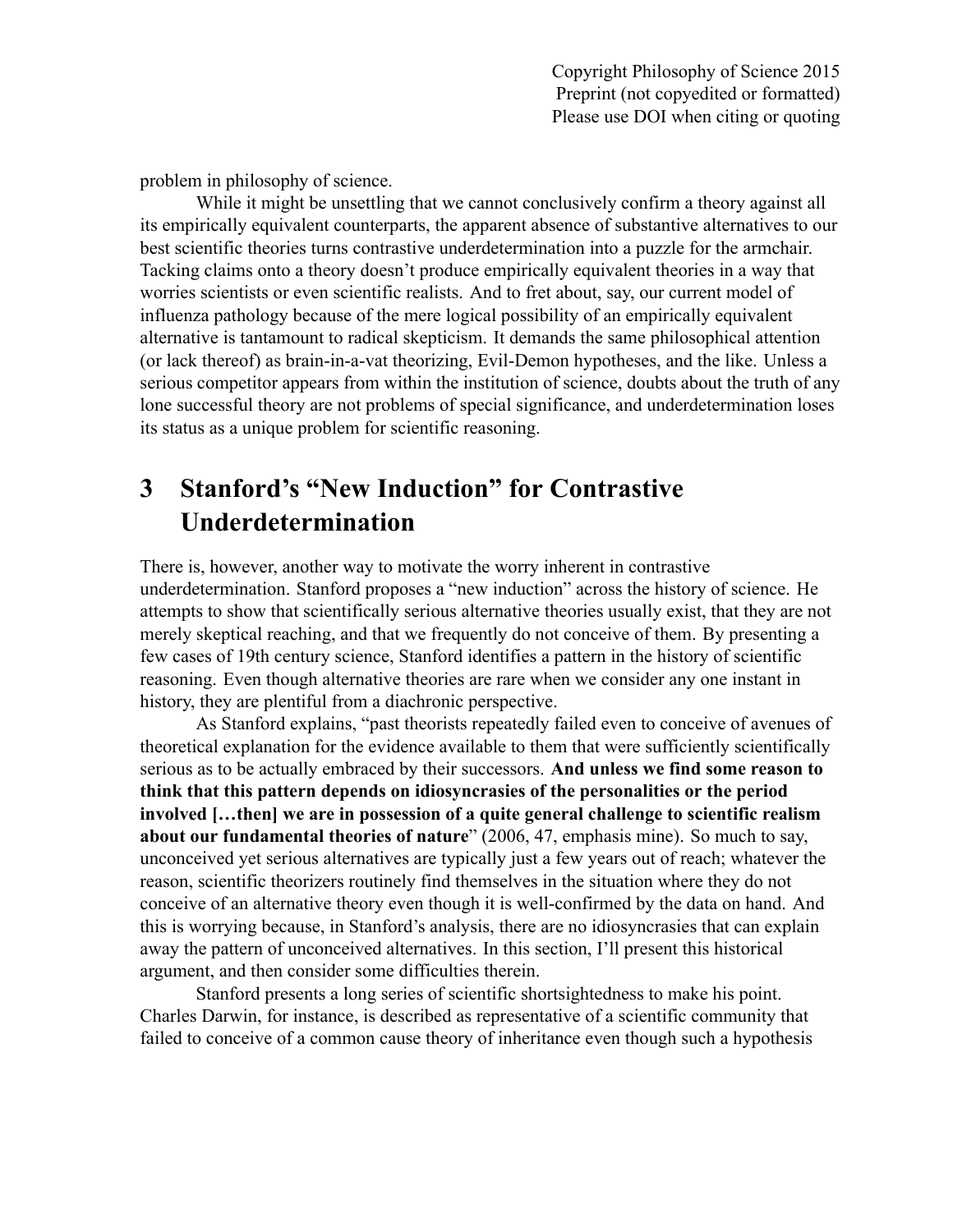problem in philosophy of science.

While it might be unsettling that we cannot conclusively confirm a theory against all its empirically equivalent counterparts, the apparent absence of substantive alternatives to our best scientific theories turns contrastive underdetermination into a puzzle for the armchair. Tacking claims onto a theory doesn't produce empirically equivalent theories in a way that worries scientists or even scientific realists. And to fret about, say, our current model of influenza pathology because of the mere logical possibility of an empirically equivalent alternative is tantamount to radical skepticism. It demands the same philosophical attention (or lack thereof) as brain-in-a-vat theorizing, Evil-Demon hypotheses, and the like. Unless a serious competitor appears from within the institution of science, doubts about the truth of any lone successful theory are not problems of special significance, and underdetermination loses its status as a unique problem for scientific reasoning.

# 3 Stanford's "New Induction" for Contrastive Underdetermination

There is, however, another way to motivate the worry inherent in contrastive underdetermination. Stanford proposes a "new induction" across the history of science. He attempts to show that scientifically serious alternative theories usually exist, that they are not merely skeptical reaching, and that we frequently do not conceive of them. By presenting a few cases of 19th century science, Stanford identifies a pattern in the history of scientific reasoning. Even though alternative theories are rare when we consider any one instant in history, they are plentiful from a diachronic perspective.

As Stanford explains, "past theorists repeatedly failed even to conceive of avenues of theoretical explanation for the evidence available to them that were sufficiently scientifically serious as to be actually embraced by their successors. **And unless we find some reason to think that this pattern depends on idiosyncrasies of the personalities or the period involved […then] we are in possession of a quite general challenge to scientific realism about our fundamental theories of nature**" (2006, 47, emphasis mine). So much to say, unconceived yet serious alternatives are typically just a few years out of reach; whatever the reason, scientific theorizers routinely find themselves in the situation where they do not conceive of an alternative theory even though it is well-confirmed by the data on hand. And this is worrying because, in Stanford's analysis, there are no idiosyncrasies that can explain away the pattern of unconceived alternatives. In this section, I'll present this historical argument, and then consider some difficulties therein.

Stanford presents a long series of scientific shortsightedness to make his point. Charles Darwin, for instance, is described as representative of a scientific community that failed to conceive of a common cause theory of inheritance even though such a hypothesis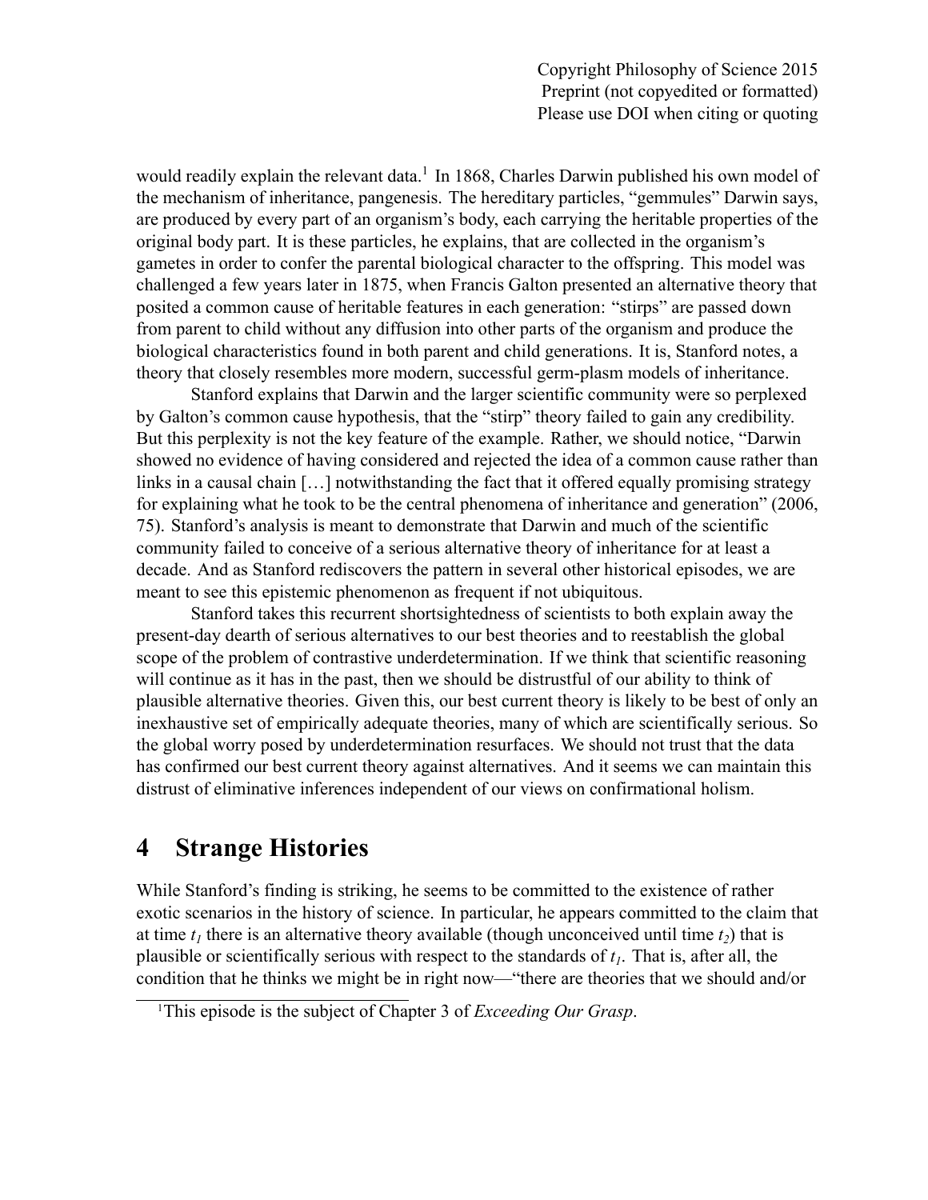would readily explain the relevant data.[1] In 1868, Charles Darwin published his own model of the mechanism of inheritance, pangenesis. The hereditary particles, "gemmules" Darwin says, are produced by every part of an organism's body, each carrying the heritable properties of the original body part. It is these particles, he explains, that are collected in the organism's gametes in order to confer the parental biological character to the offspring. This model was challenged a few years later in 1875, when Francis Galton presented an alternative theory that posited a common cause of heritable features in each generation: "stirps" are passed down from parent to child without any diffusion into other parts of the organism and produce the biological characteristics found in both parent and child generations. It is, Stanford notes, a theory that closely resembles more modern, successful germ-plasm models of inheritance.

Stanford explains that Darwin and the larger scientific community were so perplexed by Galton's common cause hypothesis, that the "stirp" theory failed to gain any credibility. But this perplexity is not the key feature of the example. Rather, we should notice, "Darwin showed no evidence of having considered and rejected the idea of a common cause rather than links in a causal chain […] notwithstanding the fact that it offered equally promising strategy for explaining what he took to be the central phenomena of inheritance and generation" (2006, 75). Stanford's analysis is meant to demonstrate that Darwin and much of the scientific community failed to conceive of a serious alternative theory of inheritance for at least a decade. And as Stanford rediscovers the pattern in several other historical episodes, we are meant to see this epistemic phenomenon as frequent if not ubiquitous.

Stanford takes this recurrent shortsightedness of scientists to both explain away the present-day dearth of serious alternatives to our best theories and to reestablish the global scope of the problem of contrastive underdetermination. If we think that scientific reasoning will continue as it has in the past, then we should be distrustful of our ability to think of plausible alternative theories. Given this, our best current theory is likely to be best of only an inexhaustive set of empirically adequate theories, many of which are scientifically serious. So the global worry posed by underdetermination resurfaces. We should not trust that the data has confirmed our best current theory against alternatives. And it seems we can maintain this distrust of eliminative inferences independent of our views on confirmational holism.

# 4 Strange Histories

While Stanford's finding is striking, he seems to be committed to the existence of rather exotic scenarios in the history of science. In particular, he appears committed to the claim that at time $t_1$ there is an alternative theory available (though unconceived until time $t_2$) that is plausible or scientifically serious with respect to the standards of $t_1$. That is, after all, the condition that he thinks we might be in right now—"there are theories that we should and/or

[1] This episode is the subject of Chapter 3 of *Exceeding Our Grasp*.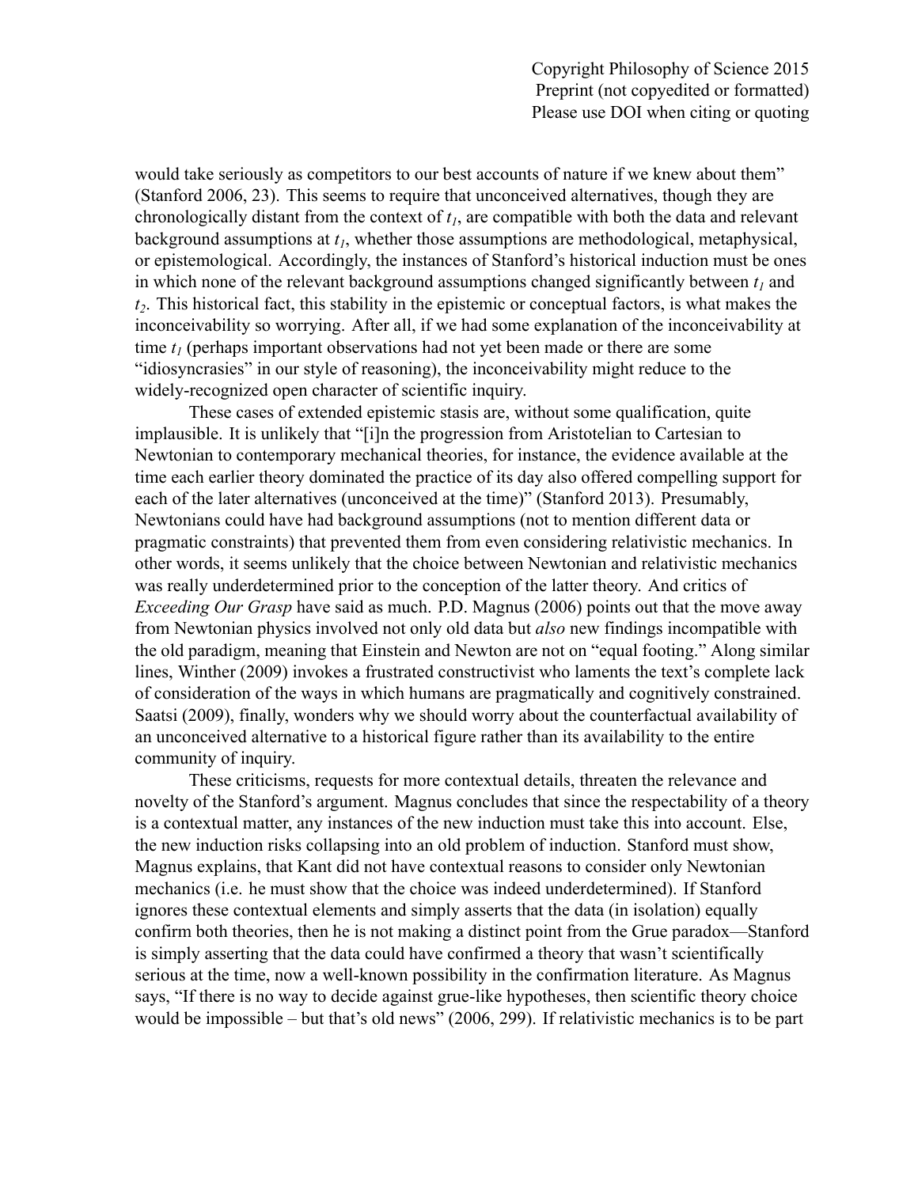would take seriously as competitors to our best accounts of nature if we knew about them" (Stanford 2006, 23). This seems to require that unconceived alternatives, though they are chronologically distant from the context of $t_1$, are compatible with both the data and relevant background assumptions at $t_1$, whether those assumptions are methodological, metaphysical, or epistemological. Accordingly, the instances of Stanford's historical induction must be ones in which none of the relevant background assumptions changed significantly between $t_1$ and $t_2$. This historical fact, this stability in the epistemic or conceptual factors, is what makes the inconceivability so worrying. After all, if we had some explanation of the inconceivability at time $t_1$ (perhaps important observations had not yet been made or there are some "idiosyncrasies" in our style of reasoning), the inconceivability might reduce to the widely-recognized open character of scientific inquiry.

These cases of extended epistemic stasis are, without some qualification, quite implausible. It is unlikely that "[i]n the progression from Aristotelian to Cartesian to Newtonian to contemporary mechanical theories, for instance, the evidence available at the time each earlier theory dominated the practice of its day also offered compelling support for each of the later alternatives (unconceived at the time)" (Stanford 2013). Presumably, Newtonians could have had background assumptions (not to mention different data or pragmatic constraints) that prevented them from even considering relativistic mechanics. In other words, it seems unlikely that the choice between Newtonian and relativistic mechanics was really underdetermined prior to the conception of the latter theory. And critics of *Exceeding Our Grasp* have said as much. P.D. Magnus (2006) points out that the move away from Newtonian physics involved not only old data but *also* new findings incompatible with the old paradigm, meaning that Einstein and Newton are not on "equal footing." Along similar lines, Winther (2009) invokes a frustrated constructivist who laments the text's complete lack of consideration of the ways in which humans are pragmatically and cognitively constrained. Saatsi (2009), finally, wonders why we should worry about the counterfactual availability of an unconceived alternative to a historical figure rather than its availability to the entire community of inquiry.

These criticisms, requests for more contextual details, threaten the relevance and novelty of the Stanford's argument. Magnus concludes that since the respectability of a theory is a contextual matter, any instances of the new induction must take this into account. Else, the new induction risks collapsing into an old problem of induction. Stanford must show, Magnus explains, that Kant did not have contextual reasons to consider only Newtonian mechanics (i.e. he must show that the choice was indeed underdetermined). If Stanford ignores these contextual elements and simply asserts that the data (in isolation) equally confirm both theories, then he is not making a distinct point from the Grue paradox—Stanford is simply asserting that the data could have confirmed a theory that wasn't scientifically serious at the time, now a well-known possibility in the confirmation literature. As Magnus says, "If there is no way to decide against grue-like hypotheses, then scientific theory choice would be impossible – but that's old news" (2006, 299). If relativistic mechanics is to be part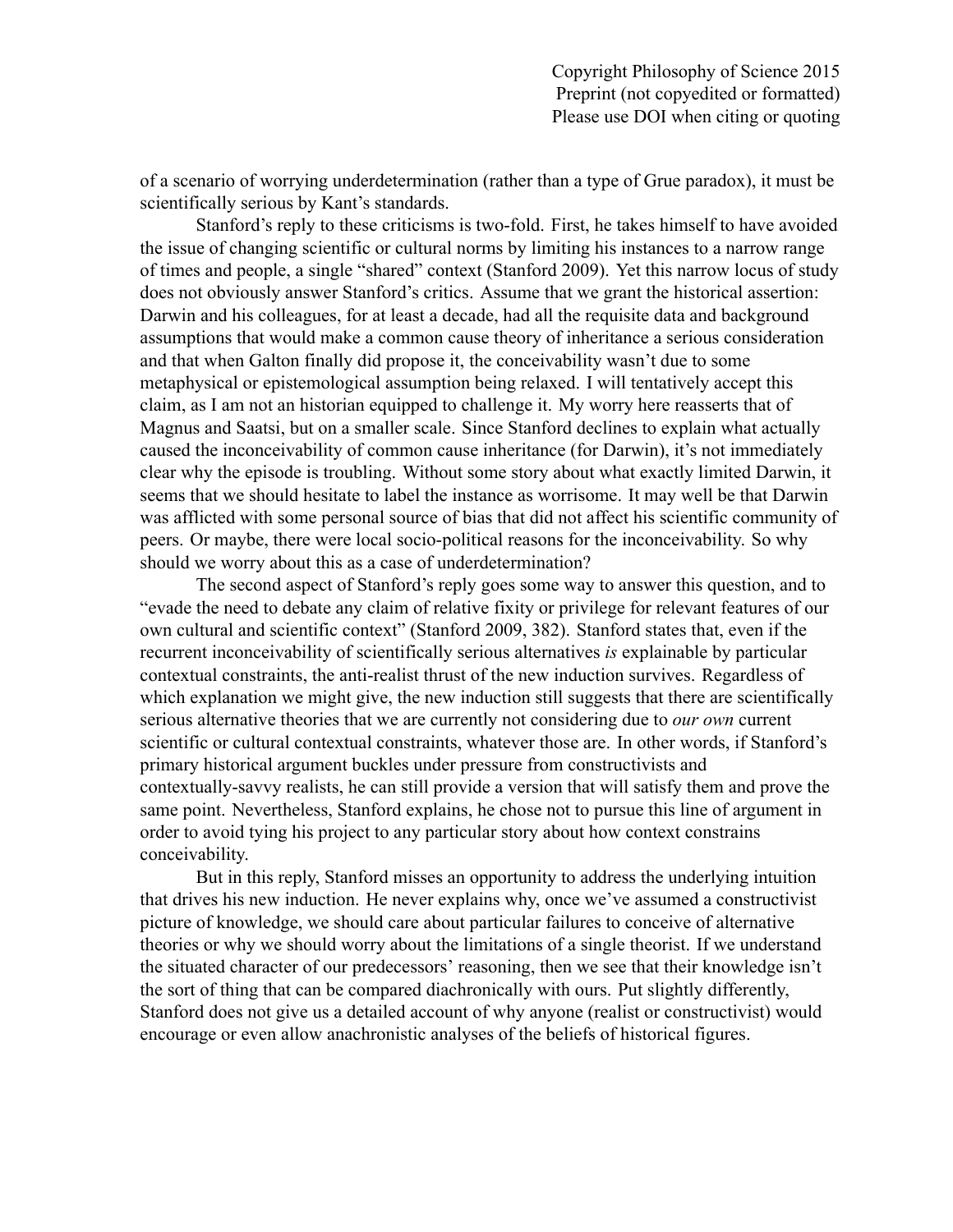of a scenario of worrying underdetermination (rather than a type of Grue paradox), it must be scientifically serious by Kant's standards.

Stanford's reply to these criticisms is two-fold. First, he takes himself to have avoided the issue of changing scientific or cultural norms by limiting his instances to a narrow range of times and people, a single "shared" context (Stanford 2009). Yet this narrow locus of study does not obviously answer Stanford's critics. Assume that we grant the historical assertion: Darwin and his colleagues, for at least a decade, had all the requisite data and background assumptions that would make a common cause theory of inheritance a serious consideration and that when Galton finally did propose it, the conceivability wasn't due to some metaphysical or epistemological assumption being relaxed. I will tentatively accept this claim, as I am not an historian equipped to challenge it. My worry here reasserts that of Magnus and Saatsi, but on a smaller scale. Since Stanford declines to explain what actually caused the inconceivability of common cause inheritance (for Darwin), it's not immediately clear why the episode is troubling. Without some story about what exactly limited Darwin, it seems that we should hesitate to label the instance as worrisome. It may well be that Darwin was afflicted with some personal source of bias that did not affect his scientific community of peers. Or maybe, there were local socio-political reasons for the inconceivability. So why should we worry about this as a case of underdetermination?

The second aspect of Stanford's reply goes some way to answer this question, and to "evade the need to debate any claim of relative fixity or privilege for relevant features of our own cultural and scientific context" (Stanford 2009, 382). Stanford states that, even if the recurrent inconceivability of scientifically serious alternatives *is* explainable by particular contextual constraints, the anti-realist thrust of the new induction survives. Regardless of which explanation we might give, the new induction still suggests that there are scientifically serious alternative theories that we are currently not considering due to *our own* current scientific or cultural contextual constraints, whatever those are. In other words, if Stanford's primary historical argument buckles under pressure from constructivists and contextually-savvy realists, he can still provide a version that will satisfy them and prove the same point. Nevertheless, Stanford explains, he chose not to pursue this line of argument in order to avoid tying his project to any particular story about how context constrains conceivability.

But in this reply, Stanford misses an opportunity to address the underlying intuition that drives his new induction. He never explains why, once we've assumed a constructivist picture of knowledge, we should care about particular failures to conceive of alternative theories or why we should worry about the limitations of a single theorist. If we understand the situated character of our predecessors' reasoning, then we see that their knowledge isn't the sort of thing that can be compared diachronically with ours. Put slightly differently, Stanford does not give us a detailed account of why anyone (realist or constructivist) would encourage or even allow anachronistic analyses of the beliefs of historical figures.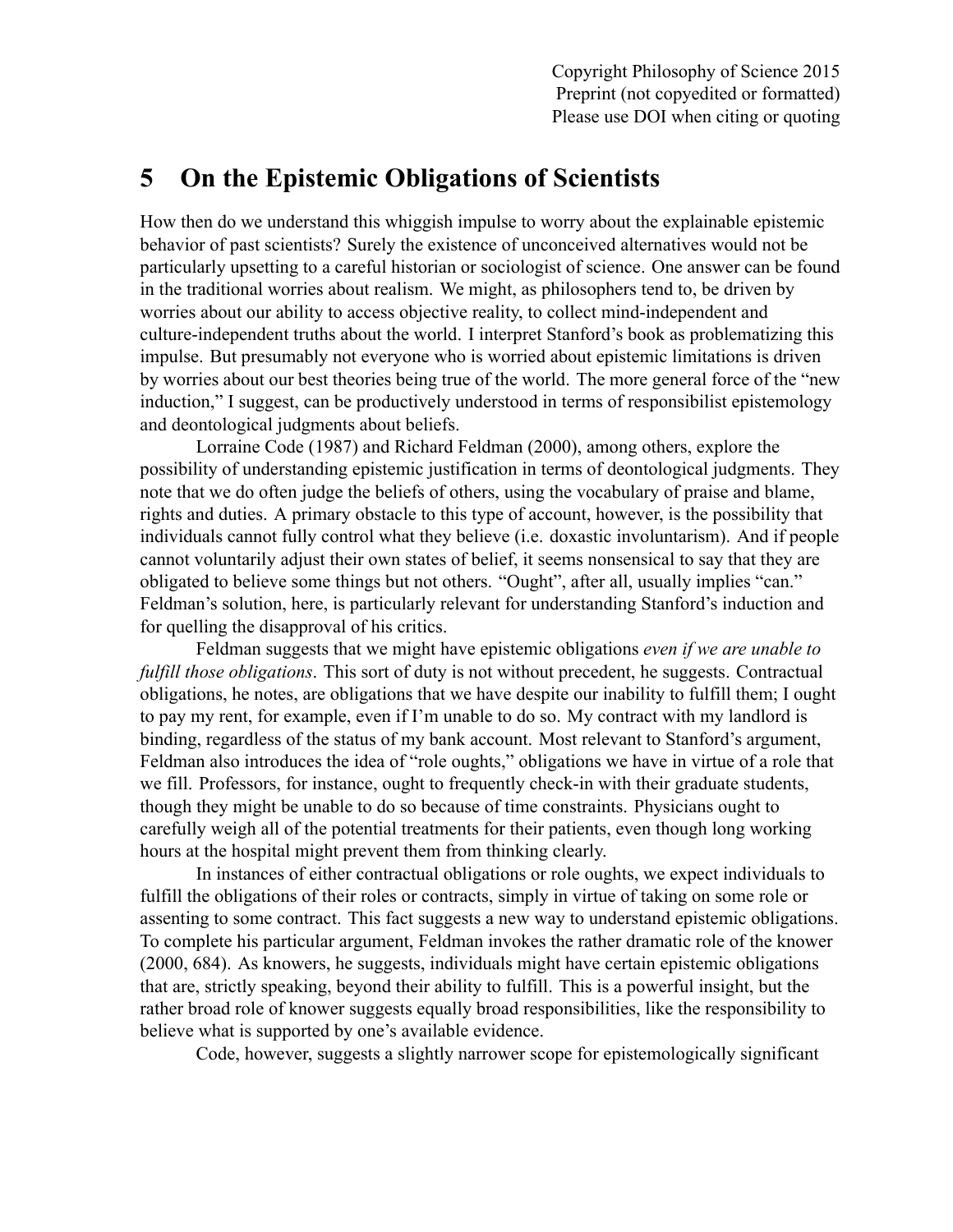## 5 On the Epistemic Obligations of Scientists

How then do we understand this whiggish impulse to worry about the explainable epistemic behavior of past scientists? Surely the existence of unconceived alternatives would not be particularly upsetting to a careful historian or sociologist of science. One answer can be found in the traditional worries about realism. We might, as philosophers tend to, be driven by worries about our ability to access objective reality, to collect mind-independent and culture-independent truths about the world. I interpret Stanford's book as problematizing this impulse. But presumably not everyone who is worried about epistemic limitations is driven by worries about our best theories being true of the world. The more general force of the "new induction," I suggest, can be productively understood in terms of responsibilist epistemology and deontological judgments about beliefs.

Lorraine Code (1987) and Richard Feldman (2000), among others, explore the possibility of understanding epistemic justification in terms of deontological judgments. They note that we do often judge the beliefs of others, using the vocabulary of praise and blame, rights and duties. A primary obstacle to this type of account, however, is the possibility that individuals cannot fully control what they believe (i.e. doxastic involuntarism). And if people cannot voluntarily adjust their own states of belief, it seems nonsensical to say that they are obligated to believe some things but not others. "Ought", after all, usually implies "can." Feldman's solution, here, is particularly relevant for understanding Stanford's induction and for quelling the disapproval of his critics.

Feldman suggests that we might have epistemic obligations *even if we are unable to fulfill those obligations*. This sort of duty is not without precedent, he suggests. Contractual obligations, he notes, are obligations that we have despite our inability to fulfill them; I ought to pay my rent, for example, even if I'm unable to do so. My contract with my landlord is binding, regardless of the status of my bank account. Most relevant to Stanford's argument, Feldman also introduces the idea of "role oughts," obligations we have in virtue of a role that we fill. Professors, for instance, ought to frequently check-in with their graduate students, though they might be unable to do so because of time constraints. Physicians ought to carefully weigh all of the potential treatments for their patients, even though long working hours at the hospital might prevent them from thinking clearly.

In instances of either contractual obligations or role oughts, we expect individuals to fulfill the obligations of their roles or contracts, simply in virtue of taking on some role or assenting to some contract. This fact suggests a new way to understand epistemic obligations. To complete his particular argument, Feldman invokes the rather dramatic role of the knower (2000, 684). As knowers, he suggests, individuals might have certain epistemic obligations that are, strictly speaking, beyond their ability to fulfill. This is a powerful insight, but the rather broad role of knower suggests equally broad responsibilities, like the responsibility to believe what is supported by one's available evidence.

Code, however, suggests a slightly narrower scope for epistemologically significant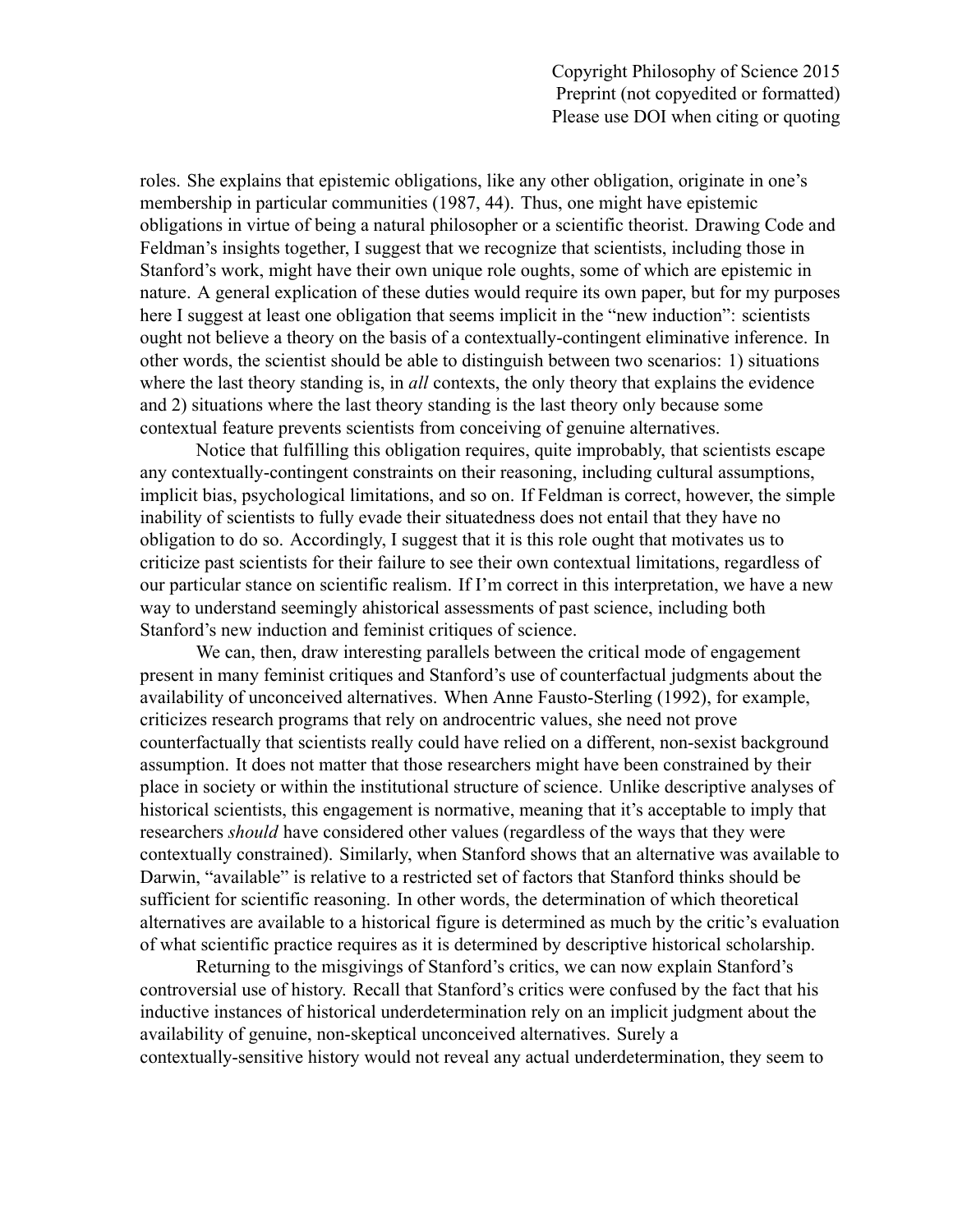roles. She explains that epistemic obligations, like any other obligation, originate in one's membership in particular communities (1987, 44). Thus, one might have epistemic obligations in virtue of being a natural philosopher or a scientific theorist. Drawing Code and Feldman's insights together, I suggest that we recognize that scientists, including those in Stanford's work, might have their own unique role oughts, some of which are epistemic in nature. A general explication of these duties would require its own paper, but for my purposes here I suggest at least one obligation that seems implicit in the "new induction": scientists ought not believe a theory on the basis of a contextually-contingent eliminative inference. In other words, the scientist should be able to distinguish between two scenarios: 1) situations where the last theory standing is, in *all* contexts, the only theory that explains the evidence and 2) situations where the last theory standing is the last theory only because some contextual feature prevents scientists from conceiving of genuine alternatives.

Notice that fulfilling this obligation requires, quite improbably, that scientists escape any contextually-contingent constraints on their reasoning, including cultural assumptions, implicit bias, psychological limitations, and so on. If Feldman is correct, however, the simple inability of scientists to fully evade their situatedness does not entail that they have no obligation to do so. Accordingly, I suggest that it is this role ought that motivates us to criticize past scientists for their failure to see their own contextual limitations, regardless of our particular stance on scientific realism. If I'm correct in this interpretation, we have a new way to understand seemingly ahistorical assessments of past science, including both Stanford's new induction and feminist critiques of science.

We can, then, draw interesting parallels between the critical mode of engagement present in many feminist critiques and Stanford's use of counterfactual judgments about the availability of unconceived alternatives. When Anne Fausto-Sterling (1992), for example, criticizes research programs that rely on androcentric values, she need not prove counterfactually that scientists really could have relied on a different, non-sexist background assumption. It does not matter that those researchers might have been constrained by their place in society or within the institutional structure of science. Unlike descriptive analyses of historical scientists, this engagement is normative, meaning that it's acceptable to imply that researchers *should* have considered other values (regardless of the ways that they were contextually constrained). Similarly, when Stanford shows that an alternative was available to Darwin, "available" is relative to a restricted set of factors that Stanford thinks should be sufficient for scientific reasoning. In other words, the determination of which theoretical alternatives are available to a historical figure is determined as much by the critic's evaluation of what scientific practice requires as it is determined by descriptive historical scholarship.

Returning to the misgivings of Stanford's critics, we can now explain Stanford's controversial use of history. Recall that Stanford's critics were confused by the fact that his inductive instances of historical underdetermination rely on an implicit judgment about the availability of genuine, non-skeptical unconceived alternatives. Surely a contextually-sensitive history would not reveal any actual underdetermination, they seem to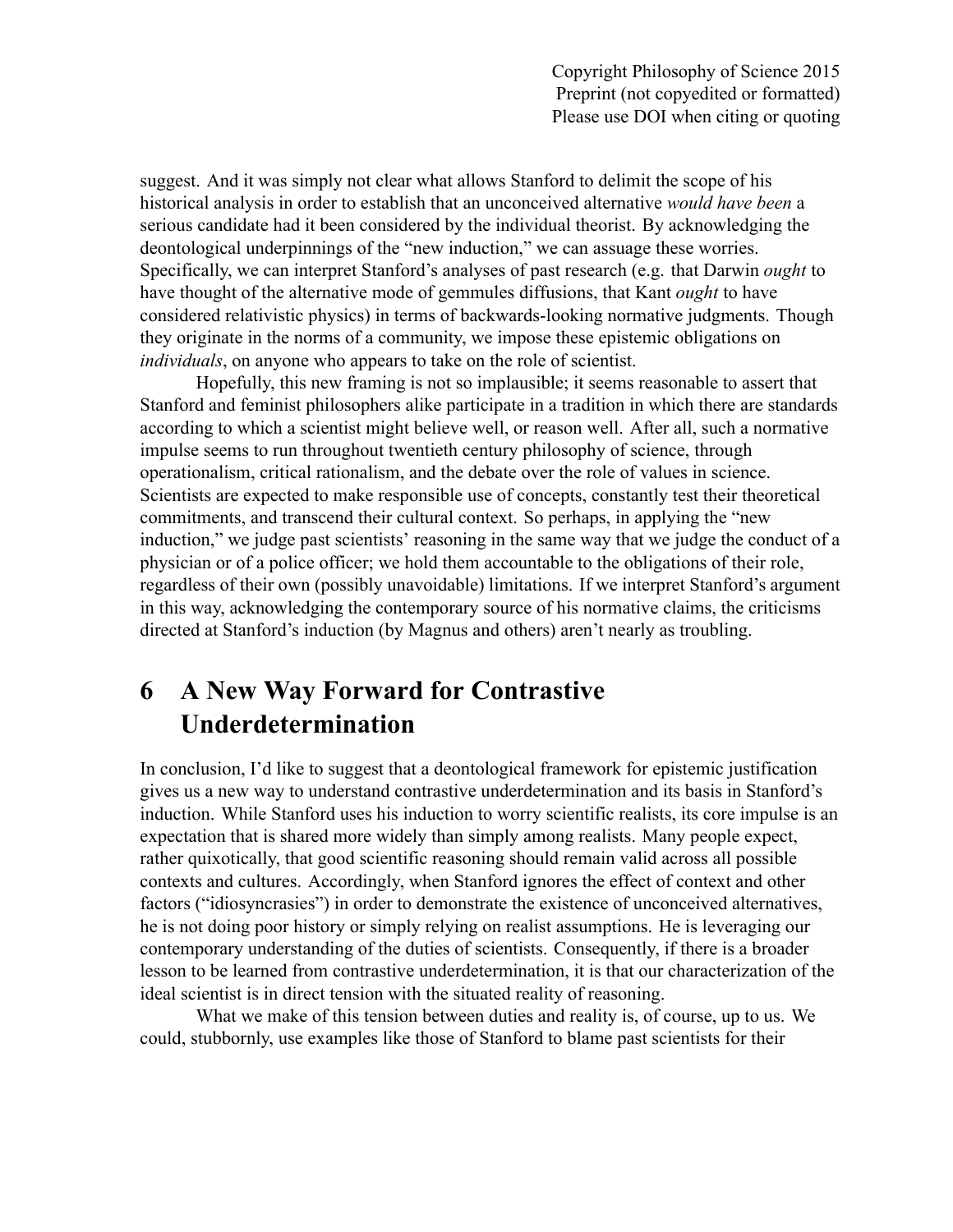suggest. And it was simply not clear what allows Stanford to delimit the scope of his historical analysis in order to establish that an unconceived alternative *would have been* a serious candidate had it been considered by the individual theorist. By acknowledging the deontological underpinnings of the "new induction," we can assuage these worries. Specifically, we can interpret Stanford's analyses of past research (e.g. that Darwin *ought* to have thought of the alternative mode of gemmules diffusions, that Kant *ought* to have considered relativistic physics) in terms of backwards-looking normative judgments. Though they originate in the norms of a community, we impose these epistemic obligations on *individuals*, on anyone who appears to take on the role of scientist.

Hopefully, this new framing is not so implausible; it seems reasonable to assert that Stanford and feminist philosophers alike participate in a tradition in which there are standards according to which a scientist might believe well, or reason well. After all, such a normative impulse seems to run throughout twentieth century philosophy of science, through operationalism, critical rationalism, and the debate over the role of values in science. Scientists are expected to make responsible use of concepts, constantly test their theoretical commitments, and transcend their cultural context. So perhaps, in applying the "new induction," we judge past scientists' reasoning in the same way that we judge the conduct of a physician or of a police officer; we hold them accountable to the obligations of their role, regardless of their own (possibly unavoidable) limitations. If we interpret Stanford's argument in this way, acknowledging the contemporary source of his normative claims, the criticisms directed at Stanford's induction (by Magnus and others) aren't nearly as troubling.

# 6 A New Way Forward for Contrastive Underdetermination

In conclusion, I'd like to suggest that a deontological framework for epistemic justification gives us a new way to understand contrastive underdetermination and its basis in Stanford's induction. While Stanford uses his induction to worry scientific realists, its core impulse is an expectation that is shared more widely than simply among realists. Many people expect, rather quixotically, that good scientific reasoning should remain valid across all possible contexts and cultures. Accordingly, when Stanford ignores the effect of context and other factors ("idiosyncrasies") in order to demonstrate the existence of unconceived alternatives, he is not doing poor history or simply relying on realist assumptions. He is leveraging our contemporary understanding of the duties of scientists. Consequently, if there is a broader lesson to be learned from contrastive underdetermination, it is that our characterization of the ideal scientist is in direct tension with the situated reality of reasoning.

What we make of this tension between duties and reality is, of course, up to us. We could, stubbornly, use examples like those of Stanford to blame past scientists for their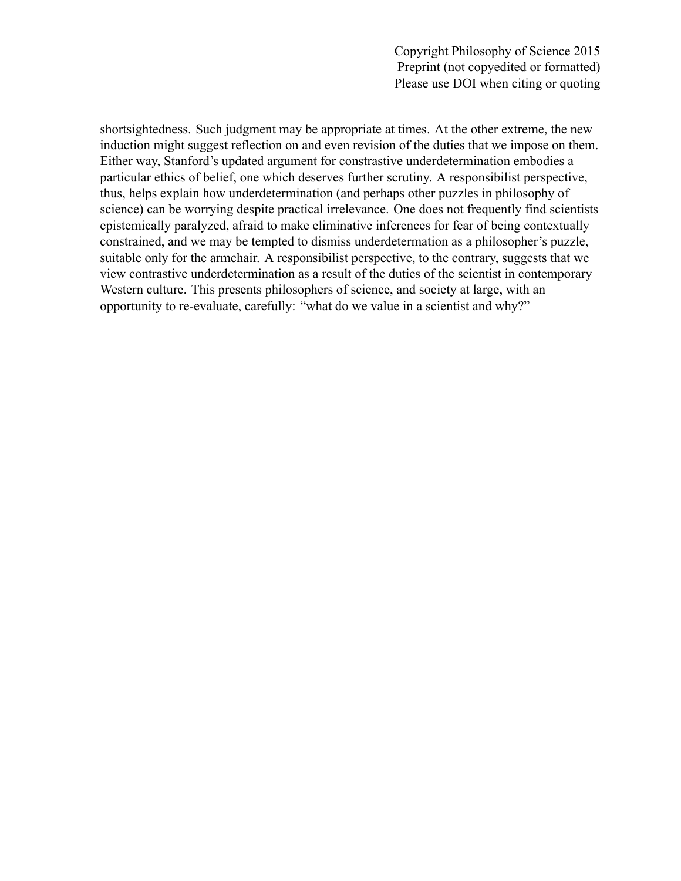shortsightedness. Such judgment may be appropriate at times. At the other extreme, the new induction might suggest reflection on and even revision of the duties that we impose on them. Either way, Stanford's updated argument for constrastive underdetermination embodies a particular ethics of belief, one which deserves further scrutiny. A responsibilist perspective, thus, helps explain how underdetermination (and perhaps other puzzles in philosophy of science) can be worrying despite practical irrelevance. One does not frequently find scientists epistemically paralyzed, afraid to make eliminative inferences for fear of being contextually constrained, and we may be tempted to dismiss underdetermation as a philosopher's puzzle, suitable only for the armchair. A responsibilist perspective, to the contrary, suggests that we view contrastive underdetermination as a result of the duties of the scientist in contemporary Western culture. This presents philosophers of science, and society at large, with an opportunity to re-evaluate, carefully: "what do we value in a scientist and why?"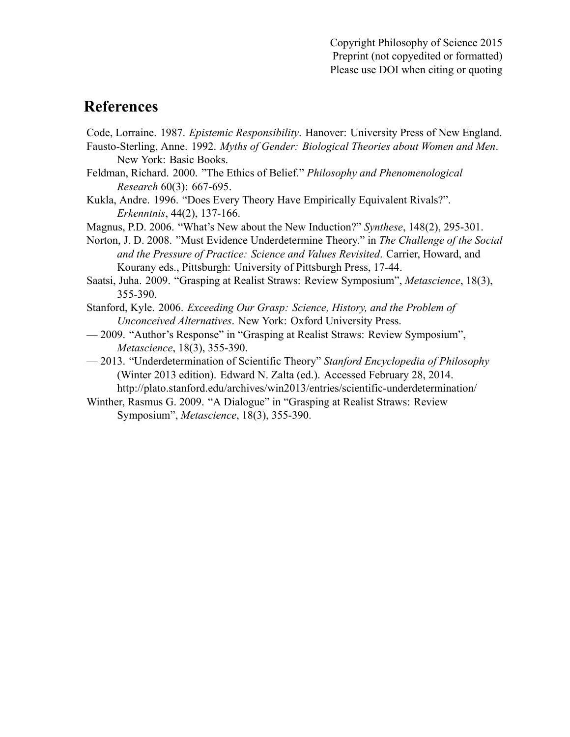## References

Code, Lorraine. 1987. *Epistemic Responsibility*. Hanover: University Press of New England.

Fausto-Sterling, Anne. 1992. *Myths of Gender: Biological Theories about Women and Men*. New York: Basic Books.

Feldman, Richard. 2000. "The Ethics of Belief." *Philosophy and Phenomenological Research* 60(3): 667-695.

Kukla, Andre. 1996. "Does Every Theory Have Empirically Equivalent Rivals?". *Erkenntnis*, 44(2), 137-166.

Magnus, P.D. 2006. "What's New about the New Induction?" *Synthese*, 148(2), 295-301.

Norton, J. D. 2008. "Must Evidence Underdetermine Theory." in *The Challenge of the Social and the Pressure of Practice: Science and Values Revisited*. Carrier, Howard, and Kourany eds., Pittsburgh: University of Pittsburgh Press, 17-44.

Saatsi, Juha. 2009. "Grasping at Realist Straws: Review Symposium", *Metascience*, 18(3), 355-390.

Stanford, Kyle. 2006. *Exceeding Our Grasp: Science, History, and the Problem of Unconceived Alternatives*. New York: Oxford University Press.

— 2009. "Author's Response" in "Grasping at Realist Straws: Review Symposium", *Metascience*, 18(3), 355-390.

— 2013. "Underdetermination of Scientific Theory" *Stanford Encyclopedia of Philosophy* (Winter 2013 edition). Edward N. Zalta (ed.). Accessed February 28, 2014. http://plato.stanford.edu/archives/win2013/entries/scientific-underdetermination/

Winther, Rasmus G. 2009. "A Dialogue" in "Grasping at Realist Straws: Review Symposium", *Metascience*, 18(3), 355-390.